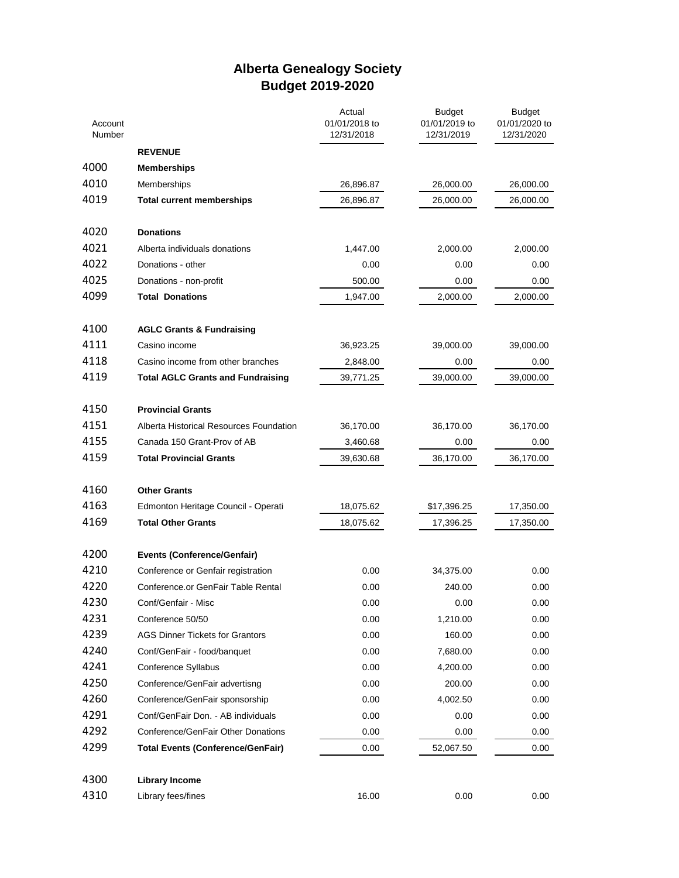# Alberta Genealogy Society
## Budget 2019-2020

| Account Number | | Actual 01/01/2018 to 12/31/2018 | Budget 01/01/2019 to 12/31/2019 | Budget 01/01/2020 to 12/31/2020 |
|---|---|---|---|---|
| | **REVENUE** | | | |
| 4000 | **Memberships** | | | |
| 4010 | Memberships | 26,896.87 | 26,000.00 | 26,000.00 |
| 4019 | **Total current memberships** | 26,896.87 | 26,000.00 | 26,000.00 |
| | | | | |
| 4020 | **Donations** | | | |
| 4021 | Alberta individuals donations | 1,447.00 | 2,000.00 | 2,000.00 |
| 4022 | Donations - other | 0.00 | 0.00 | 0.00 |
| 4025 | Donations - non-profit | 500.00 | 0.00 | 0.00 |
| 4099 | **Total Donations** | 1,947.00 | 2,000.00 | 2,000.00 |
| | | | | |
| 4100 | **AGLC Grants & Fundraising** | | | |
| 4111 | Casino income | 36,923.25 | 39,000.00 | 39,000.00 |
| 4118 | Casino income from other branches | 2,848.00 | 0.00 | 0.00 |
| 4119 | **Total AGLC Grants and Fundraising** | 39,771.25 | 39,000.00 | 39,000.00 |
| | | | | |
| 4150 | **Provincial Grants** | | | |
| 4151 | Alberta Historical Resources Foundation | 36,170.00 | 36,170.00 | 36,170.00 |
| 4155 | Canada 150 Grant-Prov of AB | 3,460.68 | 0.00 | 0.00 |
| 4159 | **Total Provincial Grants** | 39,630.68 | 36,170.00 | 36,170.00 |
| | | | | |
| 4160 | **Other Grants** | | | |
| 4163 | Edmonton Heritage Council - Operati | 18,075.62 | $17,396.25 | 17,350.00 |
| 4169 | **Total Other Grants** | 18,075.62 | 17,396.25 | 17,350.00 |
| | | | | |
| 4200 | **Events (Conference/Genfair)** | | | |
| 4210 | Conference or Genfair registration | 0.00 | 34,375.00 | 0.00 |
| 4220 | Conference.or GenFair Table Rental | 0.00 | 240.00 | 0.00 |
| 4230 | Conf/Genfair - Misc | 0.00 | 0.00 | 0.00 |
| 4231 | Conference 50/50 | 0.00 | 1,210.00 | 0.00 |
| 4239 | AGS Dinner Tickets for Grantors | 0.00 | 160.00 | 0.00 |
| 4240 | Conf/GenFair - food/banquet | 0.00 | 7,680.00 | 0.00 |
| 4241 | Conference Syllabus | 0.00 | 4,200.00 | 0.00 |
| 4250 | Conference/GenFair advertisng | 0.00 | 200.00 | 0.00 |
| 4260 | Conference/GenFair sponsorship | 0.00 | 4,002.50 | 0.00 |
| 4291 | Conf/GenFair Don. - AB individuals | 0.00 | 0.00 | 0.00 |
| 4292 | Conference/GenFair Other Donations | 0.00 | 0.00 | 0.00 |
| 4299 | **Total Events (Conference/GenFair)** | 0.00 | 52,067.50 | 0.00 |
| | | | | |
| 4300 | **Library Income** | | | |
| 4310 | Library fees/fines | 16.00 | 0.00 | 0.00 |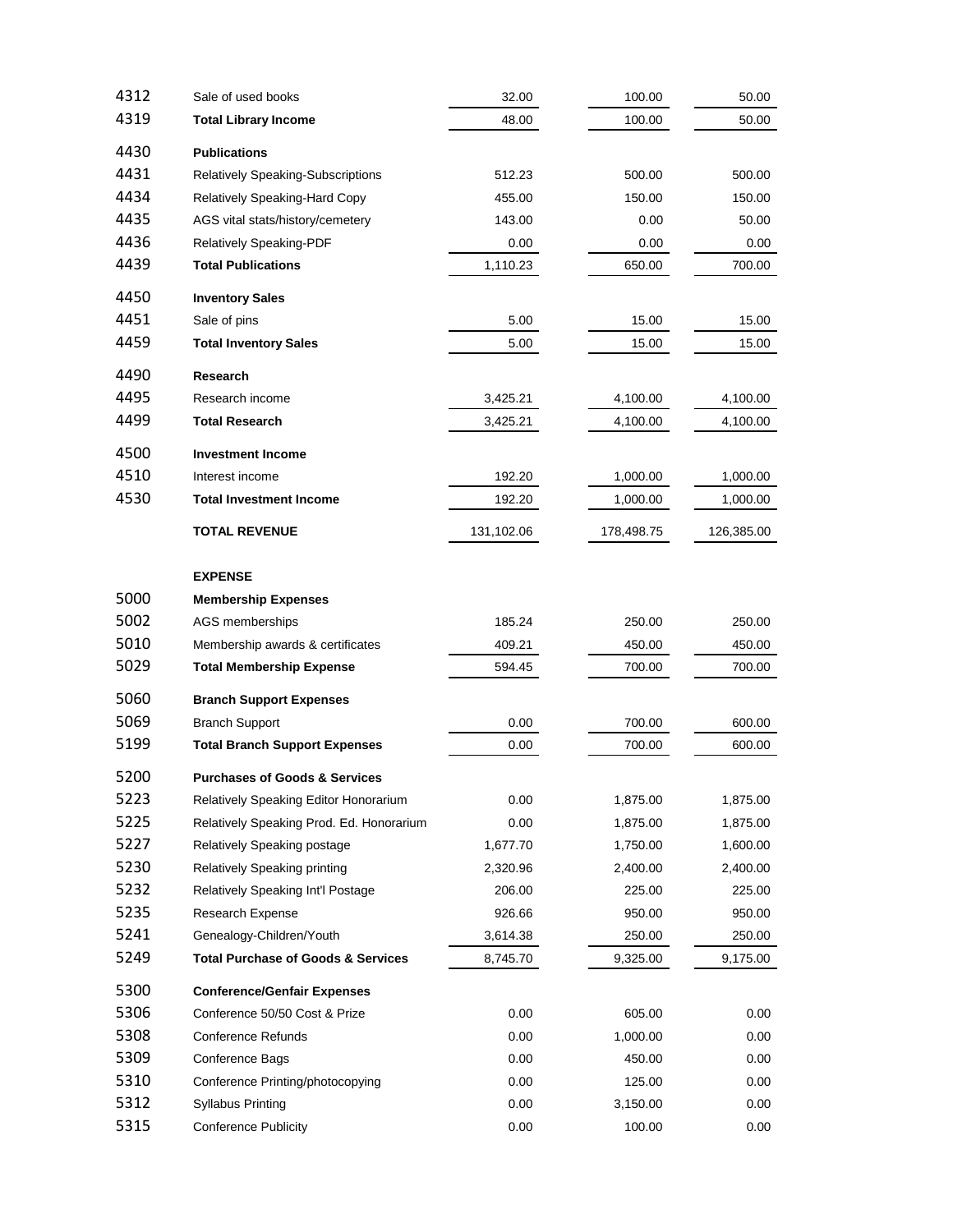| | | | | |
|---|---|---|---|---|
| 4312 | Sale of used books | 32.00 | 100.00 | 50.00 |
| 4319 | **Total Library Income** | 48.00 | 100.00 | 50.00 |
| 4430 | **Publications** | | | |
| 4431 | Relatively Speaking-Subscriptions | 512.23 | 500.00 | 500.00 |
| 4434 | Relatively Speaking-Hard Copy | 455.00 | 150.00 | 150.00 |
| 4435 | AGS vital stats/history/cemetery | 143.00 | 0.00 | 50.00 |
| 4436 | Relatively Speaking-PDF | 0.00 | 0.00 | 0.00 |
| 4439 | **Total Publications** | 1,110.23 | 650.00 | 700.00 |
| 4450 | **Inventory Sales** | | | |
| 4451 | Sale of pins | 5.00 | 15.00 | 15.00 |
| 4459 | **Total Inventory Sales** | 5.00 | 15.00 | 15.00 |
| 4490 | **Research** | | | |
| 4495 | Research income | 3,425.21 | 4,100.00 | 4,100.00 |
| 4499 | **Total Research** | 3,425.21 | 4,100.00 | 4,100.00 |
| 4500 | **Investment Income** | | | |
| 4510 | Interest income | 192.20 | 1,000.00 | 1,000.00 |
| 4530 | **Total Investment Income** | 192.20 | 1,000.00 | 1,000.00 |
| | **TOTAL REVENUE** | 131,102.06 | 178,498.75 | 126,385.00 |
| | **EXPENSE** | | | |
| 5000 | **Membership Expenses** | | | |
| 5002 | AGS memberships | 185.24 | 250.00 | 250.00 |
| 5010 | Membership awards & certificates | 409.21 | 450.00 | 450.00 |
| 5029 | **Total Membership Expense** | 594.45 | 700.00 | 700.00 |
| 5060 | **Branch Support Expenses** | | | |
| 5069 | Branch Support | 0.00 | 700.00 | 600.00 |
| 5199 | **Total Branch Support Expenses** | 0.00 | 700.00 | 600.00 |
| 5200 | **Purchases of Goods & Services** | | | |
| 5223 | Relatively Speaking Editor Honorarium | 0.00 | 1,875.00 | 1,875.00 |
| 5225 | Relatively Speaking Prod. Ed. Honorarium | 0.00 | 1,875.00 | 1,875.00 |
| 5227 | Relatively Speaking postage | 1,677.70 | 1,750.00 | 1,600.00 |
| 5230 | Relatively Speaking printing | 2,320.96 | 2,400.00 | 2,400.00 |
| 5232 | Relatively Speaking Int'l Postage | 206.00 | 225.00 | 225.00 |
| 5235 | Research Expense | 926.66 | 950.00 | 950.00 |
| 5241 | Genealogy-Children/Youth | 3,614.38 | 250.00 | 250.00 |
| 5249 | **Total Purchase of Goods & Services** | 8,745.70 | 9,325.00 | 9,175.00 |
| 5300 | **Conference/Genfair Expenses** | | | |
| 5306 | Conference 50/50 Cost & Prize | 0.00 | 605.00 | 0.00 |
| 5308 | Conference Refunds | 0.00 | 1,000.00 | 0.00 |
| 5309 | Conference Bags | 0.00 | 450.00 | 0.00 |
| 5310 | Conference Printing/photocopying | 0.00 | 125.00 | 0.00 |
| 5312 | Syllabus Printing | 0.00 | 3,150.00 | 0.00 |
| 5315 | Conference Publicity | 0.00 | 100.00 | 0.00 |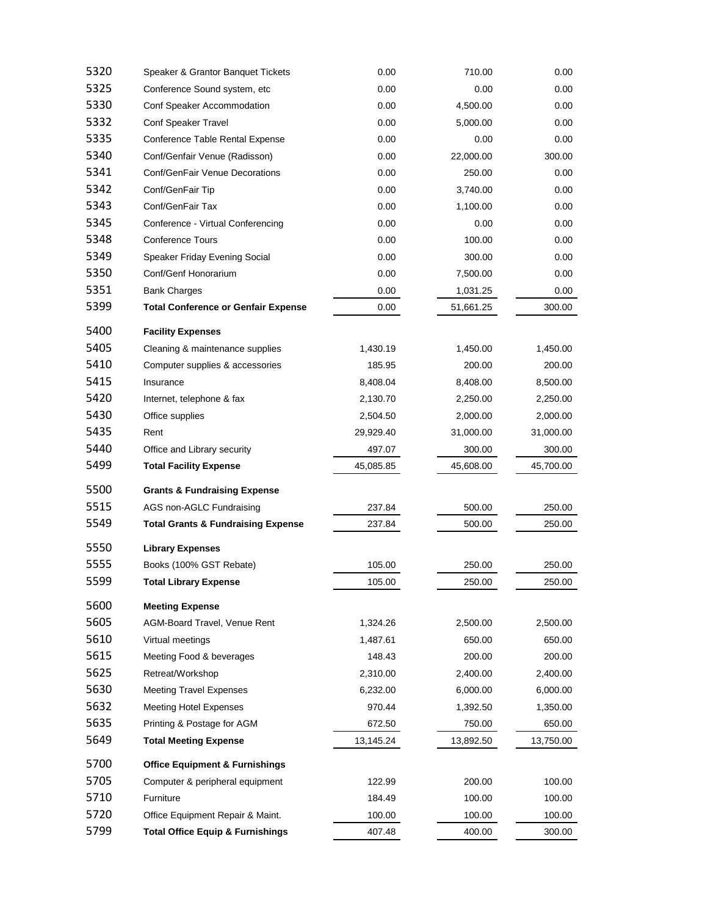| | | | | |
|---|---|---|---|---|
| 5320 | Speaker & Grantor Banquet Tickets | 0.00 | 710.00 | 0.00 |
| 5325 | Conference Sound system, etc | 0.00 | 0.00 | 0.00 |
| 5330 | Conf Speaker Accommodation | 0.00 | 4,500.00 | 0.00 |
| 5332 | Conf Speaker Travel | 0.00 | 5,000.00 | 0.00 |
| 5335 | Conference Table Rental Expense | 0.00 | 0.00 | 0.00 |
| 5340 | Conf/Genfair Venue (Radisson) | 0.00 | 22,000.00 | 300.00 |
| 5341 | Conf/GenFair Venue Decorations | 0.00 | 250.00 | 0.00 |
| 5342 | Conf/GenFair Tip | 0.00 | 3,740.00 | 0.00 |
| 5343 | Conf/GenFair Tax | 0.00 | 1,100.00 | 0.00 |
| 5345 | Conference - Virtual Conferencing | 0.00 | 0.00 | 0.00 |
| 5348 | Conference Tours | 0.00 | 100.00 | 0.00 |
| 5349 | Speaker Friday Evening Social | 0.00 | 300.00 | 0.00 |
| 5350 | Conf/Genf Honorarium | 0.00 | 7,500.00 | 0.00 |
| 5351 | Bank Charges | 0.00 | 1,031.25 | 0.00 |
| 5399 | **Total Conference or Genfair Expense** | 0.00 | 51,661.25 | 300.00 |
| 5400 | **Facility Expenses** | | | |
| 5405 | Cleaning & maintenance supplies | 1,430.19 | 1,450.00 | 1,450.00 |
| 5410 | Computer supplies & accessories | 185.95 | 200.00 | 200.00 |
| 5415 | Insurance | 8,408.04 | 8,408.00 | 8,500.00 |
| 5420 | Internet, telephone & fax | 2,130.70 | 2,250.00 | 2,250.00 |
| 5430 | Office supplies | 2,504.50 | 2,000.00 | 2,000.00 |
| 5435 | Rent | 29,929.40 | 31,000.00 | 31,000.00 |
| 5440 | Office and Library security | 497.07 | 300.00 | 300.00 |
| 5499 | **Total Facility Expense** | 45,085.85 | 45,608.00 | 45,700.00 |
| 5500 | **Grants & Fundraising Expense** | | | |
| 5515 | AGS non-AGLC Fundraising | 237.84 | 500.00 | 250.00 |
| 5549 | **Total Grants & Fundraising Expense** | 237.84 | 500.00 | 250.00 |
| 5550 | **Library Expenses** | | | |
| 5555 | Books (100% GST Rebate) | 105.00 | 250.00 | 250.00 |
| 5599 | **Total Library Expense** | 105.00 | 250.00 | 250.00 |
| 5600 | **Meeting Expense** | | | |
| 5605 | AGM-Board Travel, Venue Rent | 1,324.26 | 2,500.00 | 2,500.00 |
| 5610 | Virtual meetings | 1,487.61 | 650.00 | 650.00 |
| 5615 | Meeting Food & beverages | 148.43 | 200.00 | 200.00 |
| 5625 | Retreat/Workshop | 2,310.00 | 2,400.00 | 2,400.00 |
| 5630 | Meeting Travel Expenses | 6,232.00 | 6,000.00 | 6,000.00 |
| 5632 | Meeting Hotel Expenses | 970.44 | 1,392.50 | 1,350.00 |
| 5635 | Printing & Postage for AGM | 672.50 | 750.00 | 650.00 |
| 5649 | **Total Meeting Expense** | 13,145.24 | 13,892.50 | 13,750.00 |
| 5700 | **Office Equipment & Furnishings** | | | |
| 5705 | Computer & peripheral equipment | 122.99 | 200.00 | 100.00 |
| 5710 | Furniture | 184.49 | 100.00 | 100.00 |
| 5720 | Office Equipment Repair & Maint. | 100.00 | 100.00 | 100.00 |
| 5799 | **Total Office Equip & Furnishings** | 407.48 | 400.00 | 300.00 |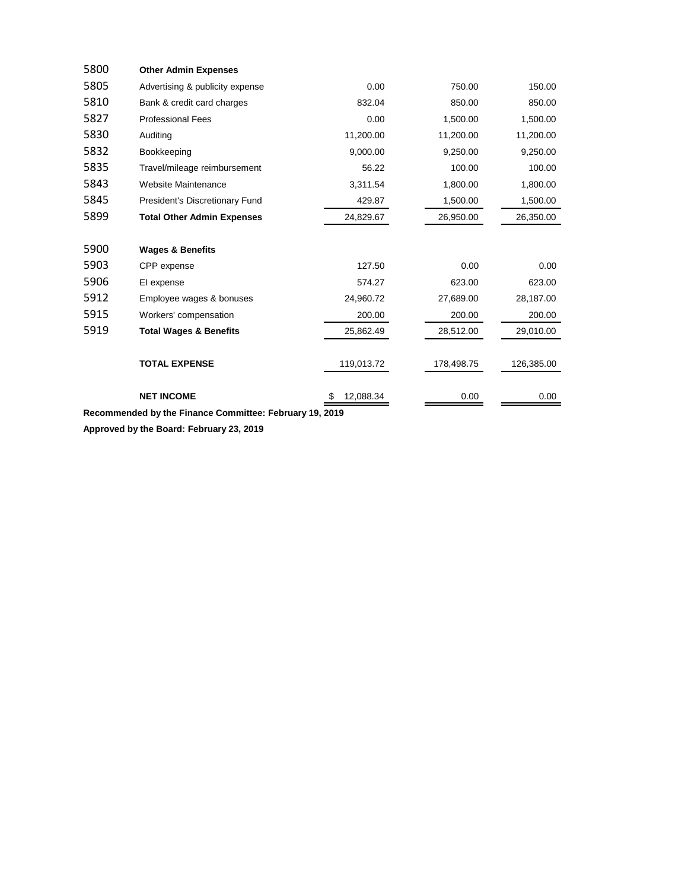| | | | | |
|---|---|---|---|---|
| 5800 | **Other Admin Expenses** | | | |
| 5805 | Advertising & publicity expense | 0.00 | 750.00 | 150.00 |
| 5810 | Bank & credit card charges | 832.04 | 850.00 | 850.00 |
| 5827 | Professional Fees | 0.00 | 1,500.00 | 1,500.00 |
| 5830 | Auditing | 11,200.00 | 11,200.00 | 11,200.00 |
| 5832 | Bookkeeping | 9,000.00 | 9,250.00 | 9,250.00 |
| 5835 | Travel/mileage reimbursement | 56.22 | 100.00 | 100.00 |
| 5843 | Website Maintenance | 3,311.54 | 1,800.00 | 1,800.00 |
| 5845 | President's Discretionary Fund | 429.87 | 1,500.00 | 1,500.00 |
| 5899 | **Total Other Admin Expenses** | 24,829.67 | 26,950.00 | 26,350.00 |
| | | | | |
| 5900 | **Wages & Benefits** | | | |
| 5903 | CPP expense | 127.50 | 0.00 | 0.00 |
| 5906 | EI expense | 574.27 | 623.00 | 623.00 |
| 5912 | Employee wages & bonuses | 24,960.72 | 27,689.00 | 28,187.00 |
| 5915 | Workers' compensation | 200.00 | 200.00 | 200.00 |
| 5919 | **Total Wages & Benefits** | 25,862.49 | 28,512.00 | 29,010.00 |
| | | | | |
| | **TOTAL EXPENSE** | 119,013.72 | 178,498.75 | 126,385.00 |
| | | | | |
| | **NET INCOME** | $ 12,088.34 | 0.00 | 0.00 |

**Recommended by the Finance Committee: February 19, 2019**

**Approved by the Board: February 23, 2019**